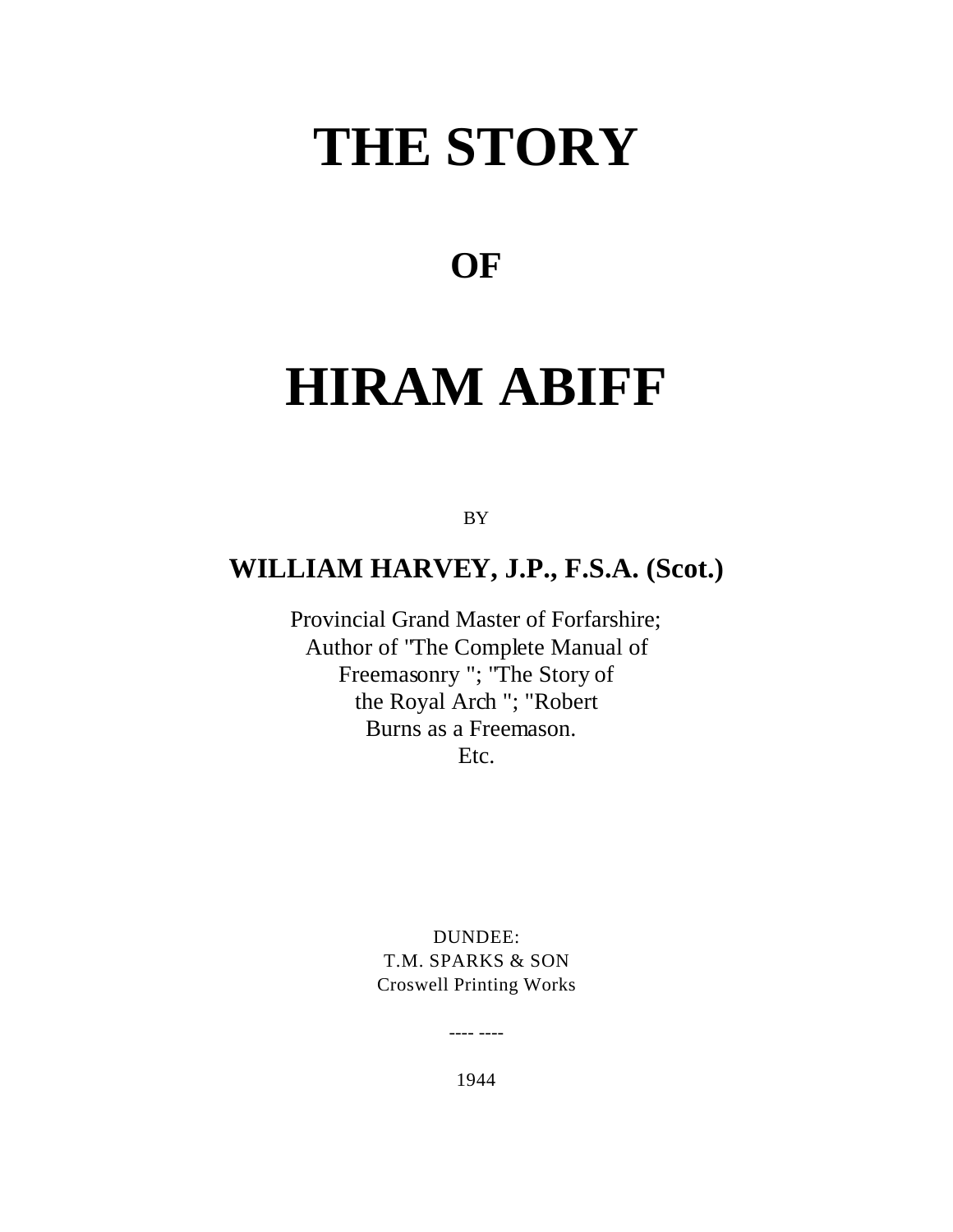# THE STORY

## OF

# HIRAM ABIFF

BY

**WILLIAM HARVEY, J.P., F.S.A. (Scot.)**

Provincial Grand Master of Forfarshire;
Author of "The Complete Manual of Freemasonry "; "The Story of the Royal Arch "; "Robert Burns as a Freemason.
Etc.

DUNDEE:
T.M. SPARKS & SON
Croswell Printing Works

---- ----

1944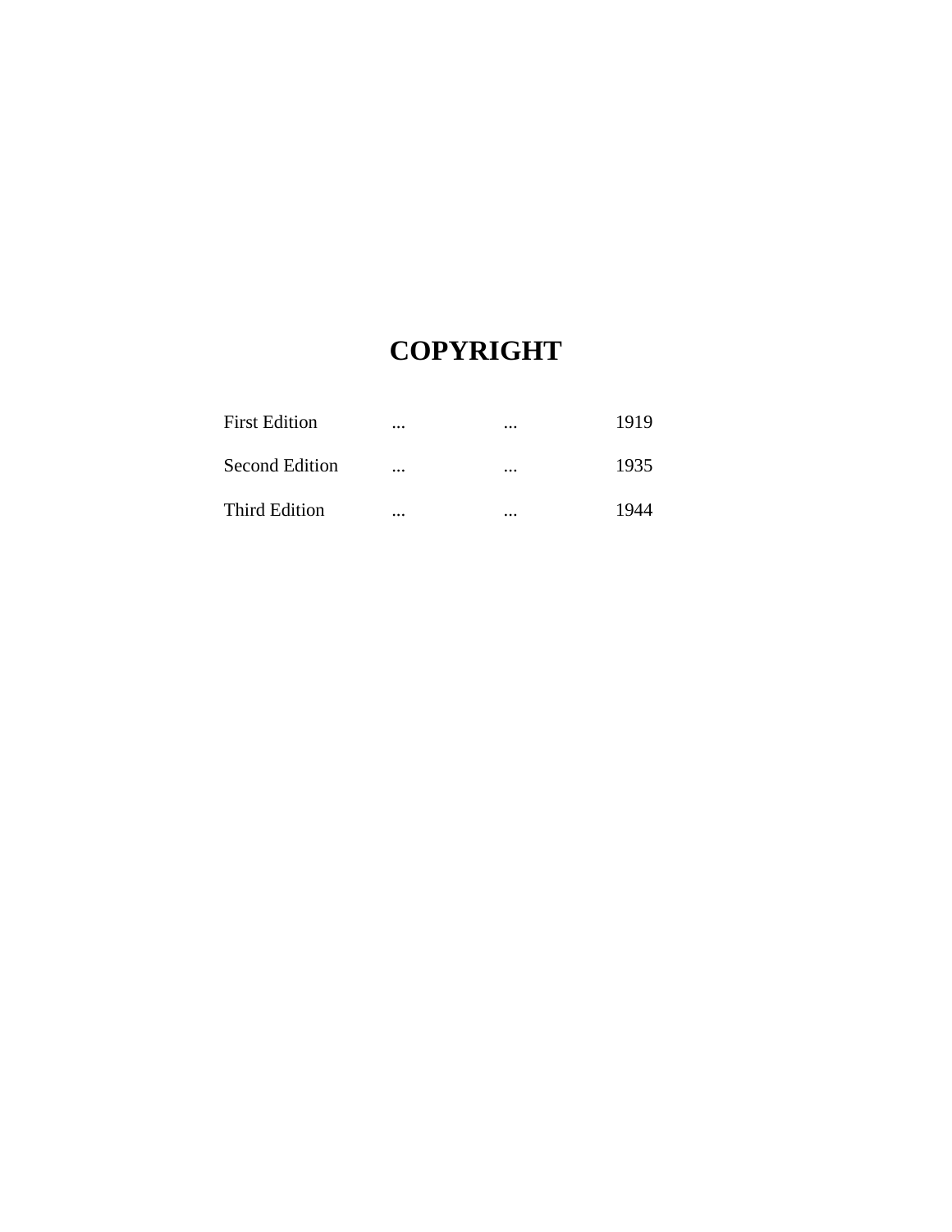# COPYRIGHT

| | | | |
|---|---|---|---|
| First Edition | ... | ... | 1919 |
| Second Edition | ... | ... | 1935 |
| Third Edition | ... | ... | 1944 |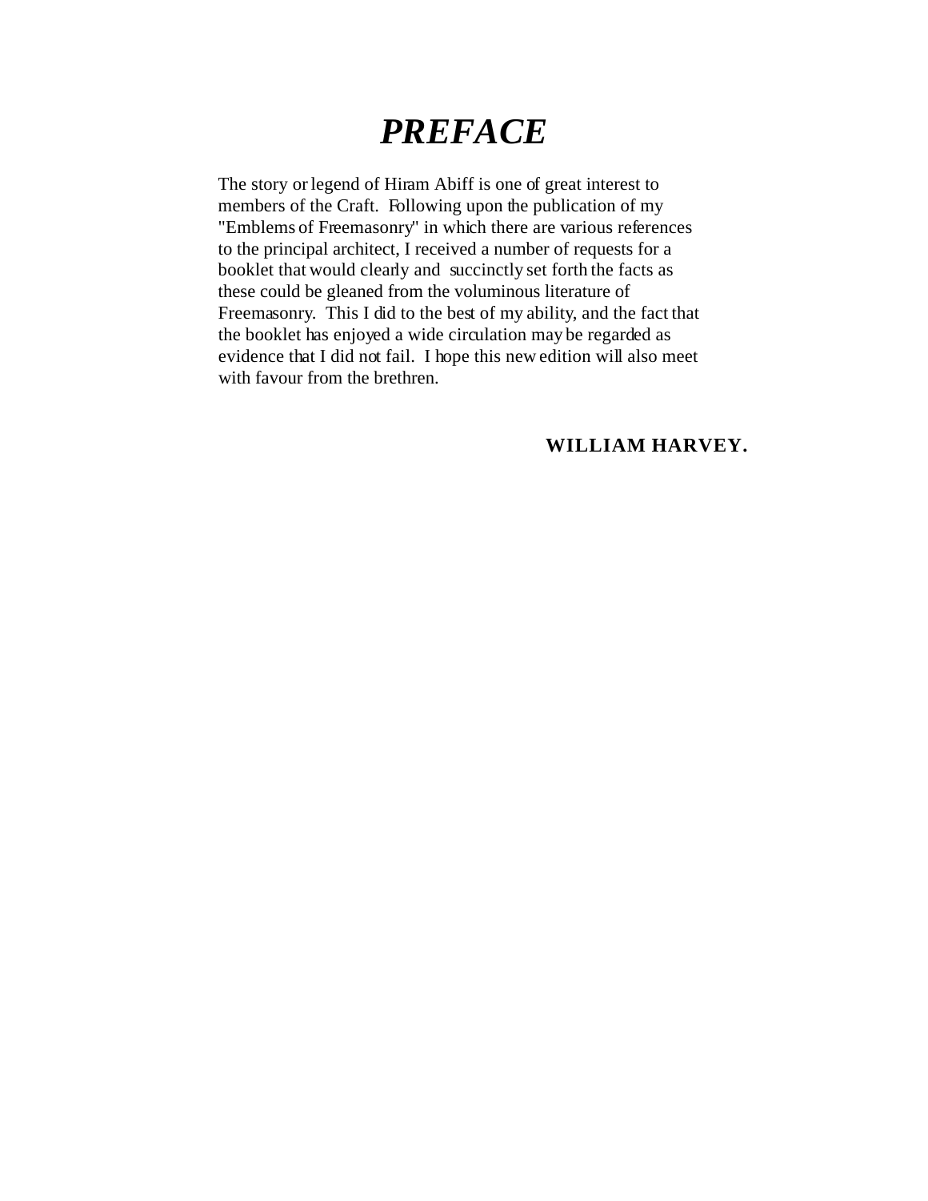# *PREFACE*

The story or legend of Hiram Abiff is one of great interest to members of the Craft. Following upon the publication of my "Emblems of Freemasonry" in which there are various references to the principal architect, I received a number of requests for a booklet that would clearly and succinctly set forth the facts as these could be gleaned from the voluminous literature of Freemasonry. This I did to the best of my ability, and the fact that the booklet has enjoyed a wide circulation may be regarded as evidence that I did not fail. I hope this new edition will also meet with favour from the brethren.

**WILLIAM HARVEY.**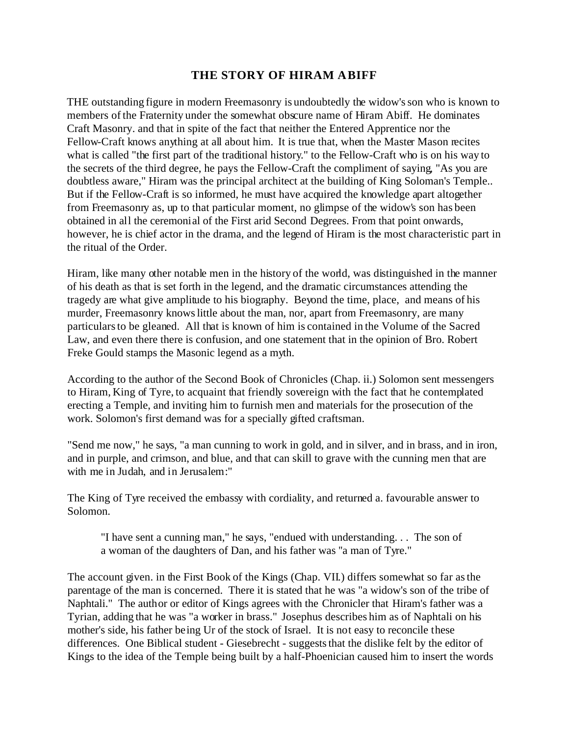## THE STORY OF HIRAM ABIFF

THE outstanding figure in modern Freemasonry is undoubtedly the widow's son who is known to members of the Fraternity under the somewhat obscure name of Hiram Abiff. He dominates Craft Masonry. and that in spite of the fact that neither the Entered Apprentice nor the Fellow-Craft knows anything at all about him. It is true that, when the Master Mason recites what is called "the first part of the traditional history." to the Fellow-Craft who is on his way to the secrets of the third degree, he pays the Fellow-Craft the compliment of saying, "As you are doubtless aware," Hiram was the principal architect at the building of King Soloman's Temple.. But if the Fellow-Craft is so informed, he must have acquired the knowledge apart altogether from Freemasonry as, up to that particular moment, no glimpse of the widow's son has been obtained in all the ceremonial of the First arid Second Degrees. From that point onwards, however, he is chief actor in the drama, and the legend of Hiram is the most characteristic part in the ritual of the Order.

Hiram, like many other notable men in the history of the world, was distinguished in the manner of his death as that is set forth in the legend, and the dramatic circumstances attending the tragedy are what give amplitude to his biography. Beyond the time, place, and means of his murder, Freemasonry knows little about the man, nor, apart from Freemasonry, are many particulars to be gleaned. All that is known of him is contained in the Volume of the Sacred Law, and even there there is confusion, and one statement that in the opinion of Bro. Robert Freke Gould stamps the Masonic legend as a myth.

According to the author of the Second Book of Chronicles (Chap. ii.) Solomon sent messengers to Hiram, King of Tyre, to acquaint that friendly sovereign with the fact that he contemplated erecting a Temple, and inviting him to furnish men and materials for the prosecution of the work. Solomon's first demand was for a specially gifted craftsman.

"Send me now," he says, "a man cunning to work in gold, and in silver, and in brass, and in iron, and in purple, and crimson, and blue, and that can skill to grave with the cunning men that are with me in Judah, and in Jerusalem:"

The King of Tyre received the embassy with cordiality, and returned a. favourable answer to Solomon.

> "I have sent a cunning man," he says, "endued with understanding. . . The son of a woman of the daughters of Dan, and his father was "a man of Tyre."

The account given. in the First Book of the Kings (Chap. VII.) differs somewhat so far as the parentage of the man is concerned. There it is stated that he was "a widow's son of the tribe of Naphtali." The author or editor of Kings agrees with the Chronicler that Hiram's father was a Tyrian, adding that he was "a worker in brass." Josephus describes him as of Naphtali on his mother's side, his father being Ur of the stock of Israel. It is not easy to reconcile these differences. One Biblical student - Giesebrecht - suggests that the dislike felt by the editor of Kings to the idea of the Temple being built by a half-Phoenician caused him to insert the words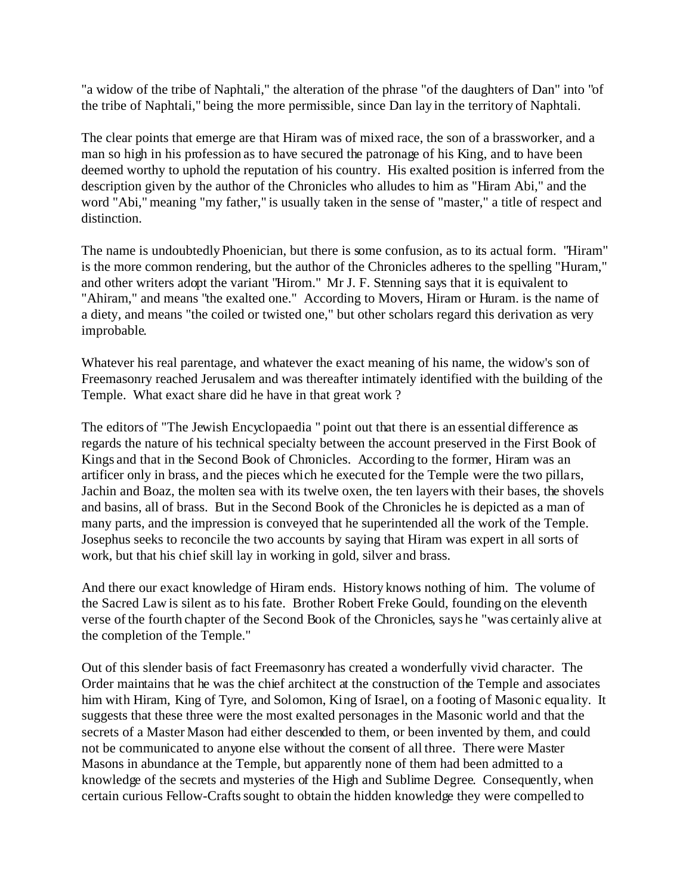"a widow of the tribe of Naphtali," the alteration of the phrase "of the daughters of Dan" into "of the tribe of Naphtali," being the more permissible, since Dan lay in the territory of Naphtali.

The clear points that emerge are that Hiram was of mixed race, the son of a brassworker, and a man so high in his profession as to have secured the patronage of his King, and to have been deemed worthy to uphold the reputation of his country. His exalted position is inferred from the description given by the author of the Chronicles who alludes to him as "Hiram Abi," and the word "Abi," meaning "my father," is usually taken in the sense of "master," a title of respect and distinction.

The name is undoubtedly Phoenician, but there is some confusion, as to its actual form. "Hiram" is the more common rendering, but the author of the Chronicles adheres to the spelling "Huram," and other writers adopt the variant "Hirom." Mr J. F. Stenning says that it is equivalent to "Ahiram," and means "the exalted one." According to Movers, Hiram or Huram. is the name of a diety, and means "the coiled or twisted one," but other scholars regard this derivation as very improbable.

Whatever his real parentage, and whatever the exact meaning of his name, the widow's son of Freemasonry reached Jerusalem and was thereafter intimately identified with the building of the Temple. What exact share did he have in that great work ?

The editors of "The Jewish Encyclopaedia " point out that there is an essential difference as regards the nature of his technical specialty between the account preserved in the First Book of Kings and that in the Second Book of Chronicles. According to the former, Hiram was an artificer only in brass, and the pieces which he executed for the Temple were the two pillars, Jachin and Boaz, the molten sea with its twelve oxen, the ten layers with their bases, the shovels and basins, all of brass. But in the Second Book of the Chronicles he is depicted as a man of many parts, and the impression is conveyed that he superintended all the work of the Temple. Josephus seeks to reconcile the two accounts by saying that Hiram was expert in all sorts of work, but that his chief skill lay in working in gold, silver and brass.

And there our exact knowledge of Hiram ends. History knows nothing of him. The volume of the Sacred Law is silent as to his fate. Brother Robert Freke Gould, founding on the eleventh verse of the fourth chapter of the Second Book of the Chronicles, says he "was certainly alive at the completion of the Temple."

Out of this slender basis of fact Freemasonry has created a wonderfully vivid character. The Order maintains that he was the chief architect at the construction of the Temple and associates him with Hiram, King of Tyre, and Solomon, King of Israel, on a footing of Masonic equality. It suggests that these three were the most exalted personages in the Masonic world and that the secrets of a Master Mason had either descended to them, or been invented by them, and could not be communicated to anyone else without the consent of all three. There were Master Masons in abundance at the Temple, but apparently none of them had been admitted to a knowledge of the secrets and mysteries of the High and Sublime Degree. Consequently, when certain curious Fellow-Crafts sought to obtain the hidden knowledge they were compelled to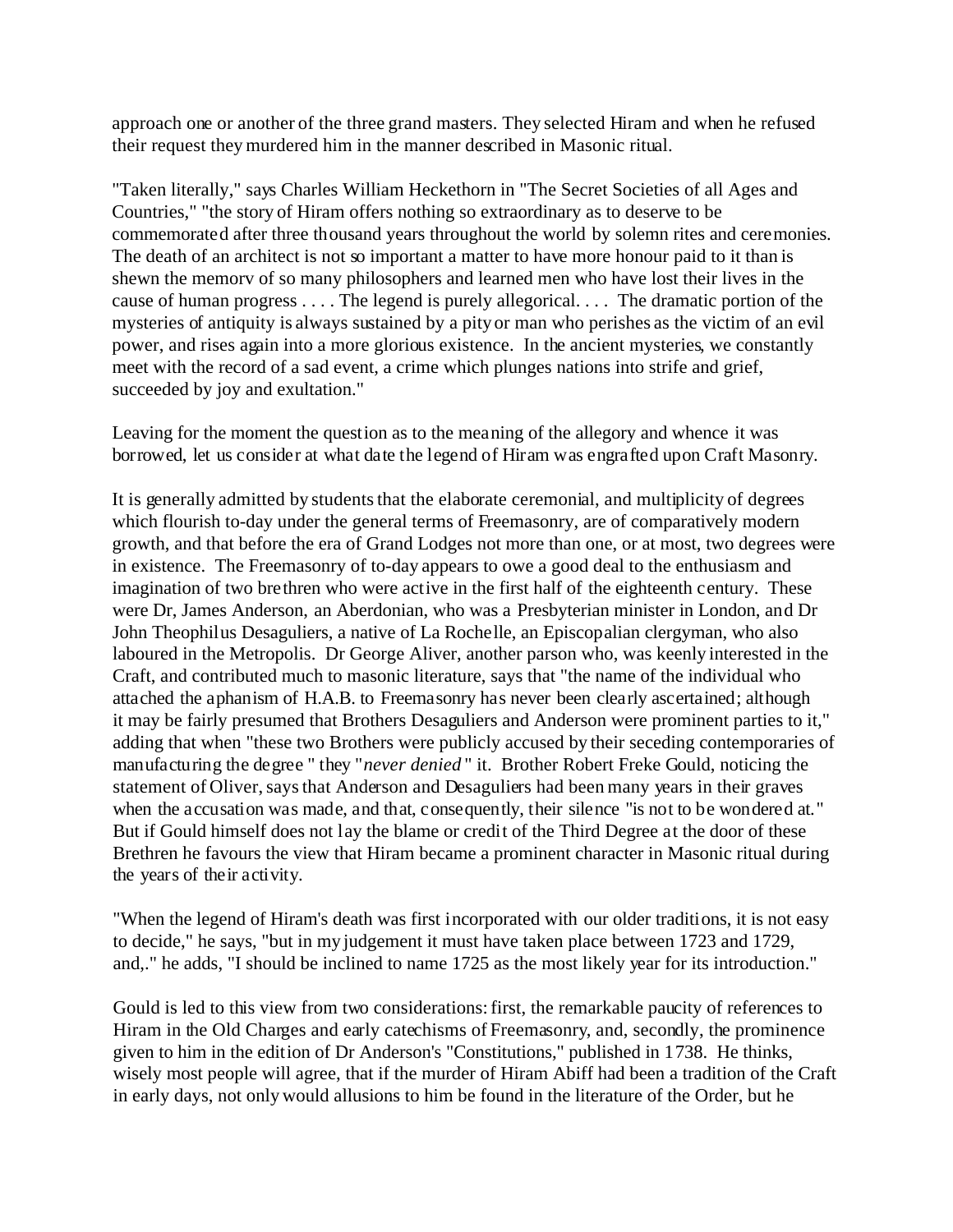approach one or another of the three grand masters. They selected Hiram and when he refused their request they murdered him in the manner described in Masonic ritual.

"Taken literally," says Charles William Heckethorn in "The Secret Societies of all Ages and Countries," "the story of Hiram offers nothing so extraordinary as to deserve to be commemorated after three thousand years throughout the world by solemn rites and ceremonies. The death of an architect is not so important a matter to have more honour paid to it than is shewn the memorv of so many philosophers and learned men who have lost their lives in the cause of human progress . . . . The legend is purely allegorical. . . . The dramatic portion of the mysteries of antiquity is always sustained by a pity or man who perishes as the victim of an evil power, and rises again into a more glorious existence. In the ancient mysteries, we constantly meet with the record of a sad event, a crime which plunges nations into strife and grief, succeeded by joy and exultation."

Leaving for the moment the question as to the meaning of the allegory and whence it was borrowed, let us consider at what date the legend of Hiram was engrafted upon Craft Masonry.

It is generally admitted by students that the elaborate ceremonial, and multiplicity of degrees which flourish to-day under the general terms of Freemasonry, are of comparatively modern growth, and that before the era of Grand Lodges not more than one, or at most, two degrees were in existence. The Freemasonry of to-day appears to owe a good deal to the enthusiasm and imagination of two brethren who were active in the first half of the eighteenth century. These were Dr, James Anderson, an Aberdonian, who was a Presbyterian minister in London, and Dr John Theophilus Desaguliers, a native of La Rochelle, an Episcopalian clergyman, who also laboured in the Metropolis. Dr George Aliver, another parson who, was keenly interested in the Craft, and contributed much to masonic literature, says that "the name of the individual who attached the aphanism of H.A.B. to Freemasonry has never been clearly ascertained; although it may be fairly presumed that Brothers Desaguliers and Anderson were prominent parties to it," adding that when "these two Brothers were publicly accused by their seceding contemporaries of manufacturing the degree " they "*never denied* " it. Brother Robert Freke Gould, noticing the statement of Oliver, says that Anderson and Desaguliers had been many years in their graves when the accusation was made, and that, consequently, their silence "is not to be wondered at." But if Gould himself does not lay the blame or credit of the Third Degree at the door of these Brethren he favours the view that Hiram became a prominent character in Masonic ritual during the years of their activity.

"When the legend of Hiram's death was first incorporated with our older traditions, it is not easy to decide," he says, "but in my judgement it must have taken place between 1723 and 1729, and,." he adds, "I should be inclined to name 1725 as the most likely year for its introduction."

Gould is led to this view from two considerations: first, the remarkable paucity of references to Hiram in the Old Charges and early catechisms of Freemasonry, and, secondly, the prominence given to him in the edition of Dr Anderson's "Constitutions," published in 1738. He thinks, wisely most people will agree, that if the murder of Hiram Abiff had been a tradition of the Craft in early days, not only would allusions to him be found in the literature of the Order, but he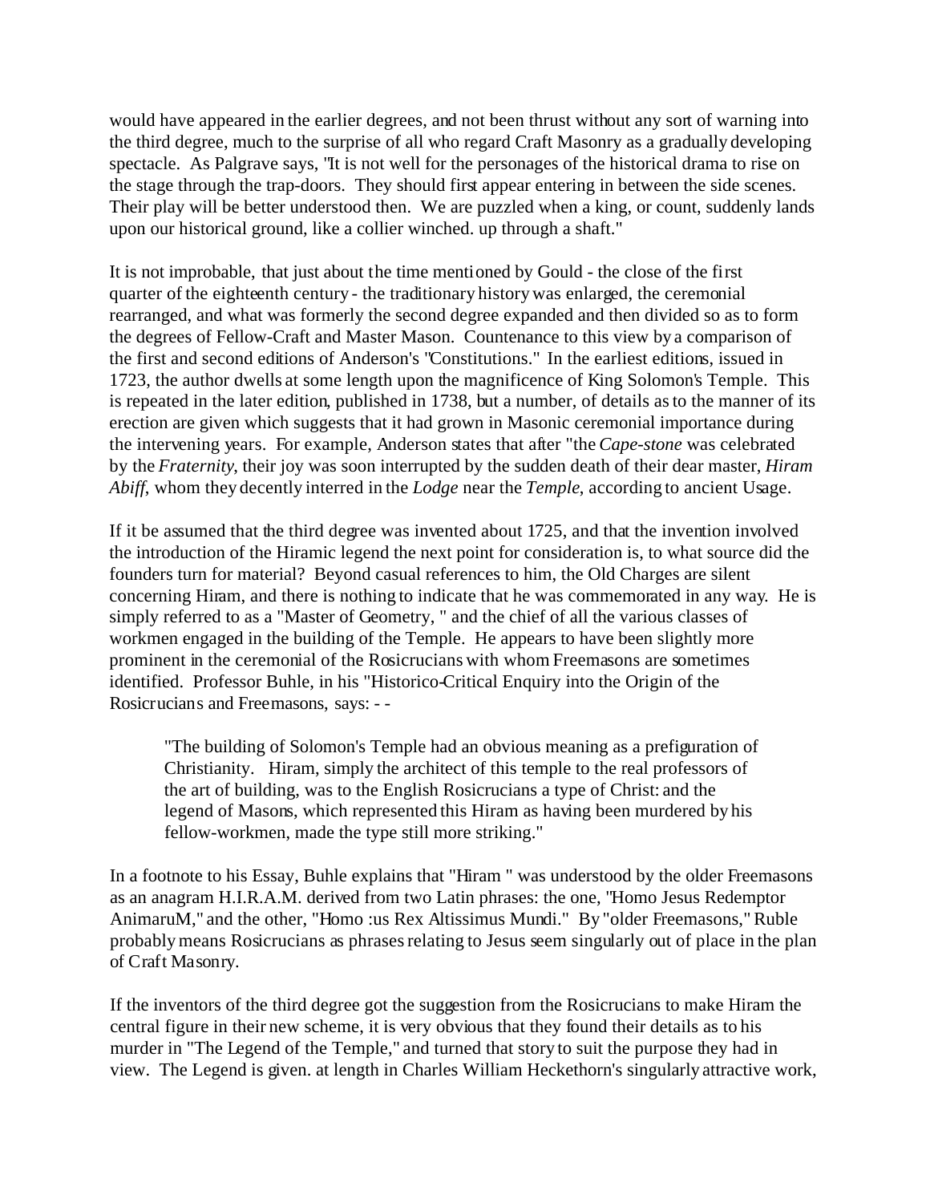would have appeared in the earlier degrees, and not been thrust without any sort of warning into the third degree, much to the surprise of all who regard Craft Masonry as a gradually developing spectacle. As Palgrave says, "It is not well for the personages of the historical drama to rise on the stage through the trap-doors. They should first appear entering in between the side scenes. Their play will be better understood then. We are puzzled when a king, or count, suddenly lands upon our historical ground, like a collier winched. up through a shaft."

It is not improbable, that just about the time mentioned by Gould - the close of the first quarter of the eighteenth century - the traditionary history was enlarged, the ceremonial rearranged, and what was formerly the second degree expanded and then divided so as to form the degrees of Fellow-Craft and Master Mason. Countenance to this view by a comparison of the first and second editions of Anderson's "Constitutions." In the earliest editions, issued in 1723, the author dwells at some length upon the magnificence of King Solomon's Temple. This is repeated in the later edition, published in 1738, but a number, of details as to the manner of its erection are given which suggests that it had grown in Masonic ceremonial importance during the intervening years. For example, Anderson states that after "the *Cape-stone* was celebrated by the *Fraternity*, their joy was soon interrupted by the sudden death of their dear master, *Hiram Abiff*, whom they decently interred in the *Lodge* near the *Temple*, according to ancient Usage.

If it be assumed that the third degree was invented about 1725, and that the invention involved the introduction of the Hiramic legend the next point for consideration is, to what source did the founders turn for material? Beyond casual references to him, the Old Charges are silent concerning Hiram, and there is nothing to indicate that he was commemorated in any way. He is simply referred to as a "Master of Geometry, " and the chief of all the various classes of workmen engaged in the building of the Temple. He appears to have been slightly more prominent in the ceremonial of the Rosicrucians with whom Freemasons are sometimes identified. Professor Buhle, in his "Historico-Critical Enquiry into the Origin of the Rosicrucians and Freemasons, says: - -

> "The building of Solomon's Temple had an obvious meaning as a prefiguration of Christianity. Hiram, simply the architect of this temple to the real professors of the art of building, was to the English Rosicrucians a type of Christ: and the legend of Masons, which represented this Hiram as having been murdered by his fellow-workmen, made the type still more striking."

In a footnote to his Essay, Buhle explains that "Hiram " was understood by the older Freemasons as an anagram H.I.R.A.M. derived from two Latin phrases: the one, "Homo Jesus Redemptor AnimaruM," and the other, "Homo :us Rex Altissimus Mundi." By "older Freemasons," Ruble probably means Rosicrucians as phrases relating to Jesus seem singularly out of place in the plan of Craft Masonry.

If the inventors of the third degree got the suggestion from the Rosicrucians to make Hiram the central figure in their new scheme, it is very obvious that they found their details as to his murder in "The Legend of the Temple," and turned that story to suit the purpose they had in view. The Legend is given. at length in Charles William Heckethorn's singularly attractive work,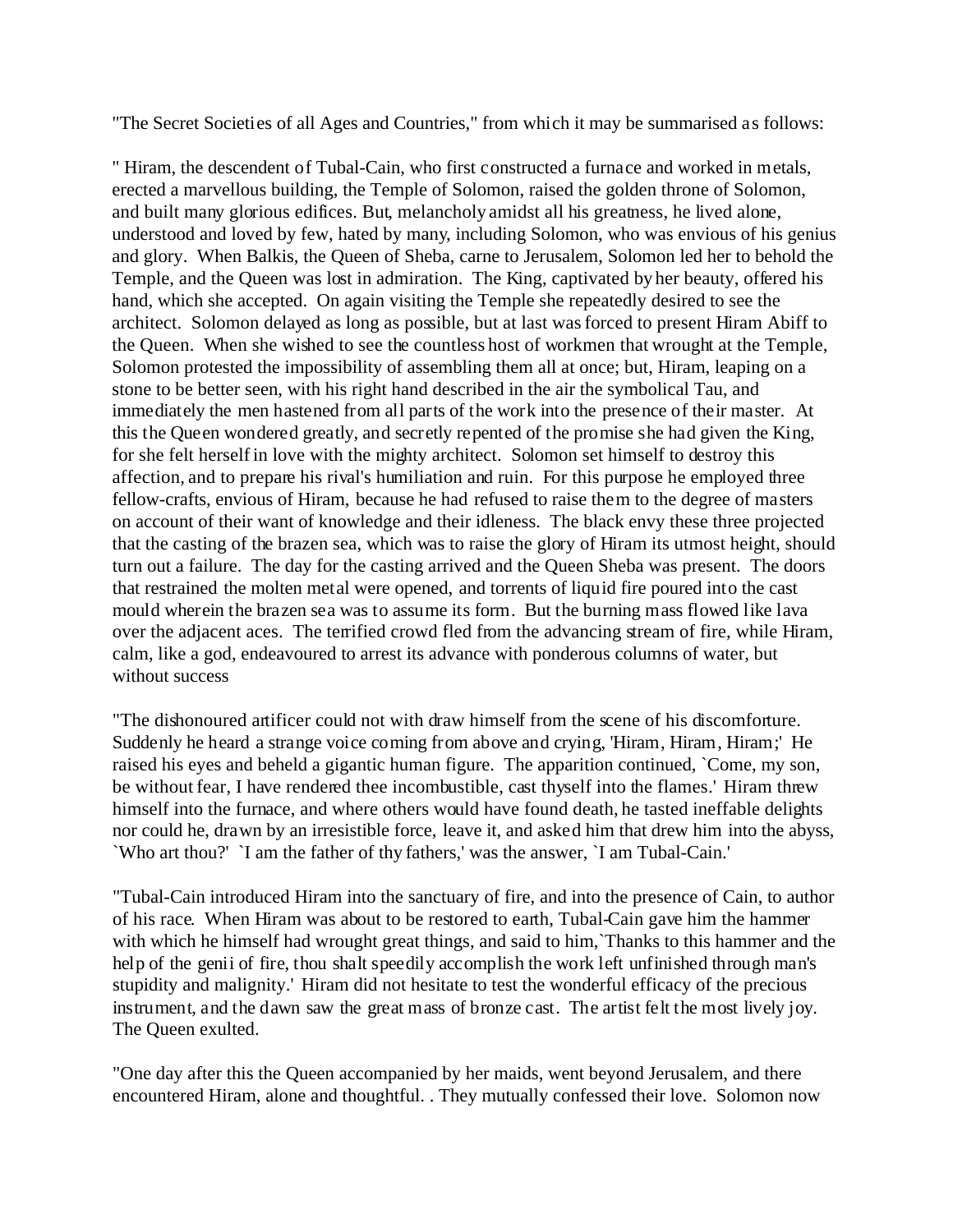"The Secret Societies of all Ages and Countries," from which it may be summarised as follows:

" Hiram, the descendent of Tubal-Cain, who first constructed a furnace and worked in metals, erected a marvellous building, the Temple of Solomon, raised the golden throne of Solomon, and built many glorious edifices. But, melancholy amidst all his greatness, he lived alone, understood and loved by few, hated by many, including Solomon, who was envious of his genius and glory. When Balkis, the Queen of Sheba, carne to Jerusalem, Solomon led her to behold the Temple, and the Queen was lost in admiration. The King, captivated by her beauty, offered his hand, which she accepted. On again visiting the Temple she repeatedly desired to see the architect. Solomon delayed as long as possible, but at last was forced to present Hiram Abiff to the Queen. When she wished to see the countless host of workmen that wrought at the Temple, Solomon protested the impossibility of assembling them all at once; but, Hiram, leaping on a stone to be better seen, with his right hand described in the air the symbolical Tau, and immediately the men hastened from all parts of the work into the presence of their master. At this the Queen wondered greatly, and secretly repented of the promise she had given the King, for she felt herself in love with the mighty architect. Solomon set himself to destroy this affection, and to prepare his rival's humiliation and ruin. For this purpose he employed three fellow-crafts, envious of Hiram, because he had refused to raise them to the degree of masters on account of their want of knowledge and their idleness. The black envy these three projected that the casting of the brazen sea, which was to raise the glory of Hiram its utmost height, should turn out a failure. The day for the casting arrived and the Queen Sheba was present. The doors that restrained the molten metal were opened, and torrents of liquid fire poured into the cast mould wherein the brazen sea was to assume its form. But the burning mass flowed like lava over the adjacent aces. The terrified crowd fled from the advancing stream of fire, while Hiram, calm, like a god, endeavoured to arrest its advance with ponderous columns of water, but without success

"The dishonoured artificer could not with draw himself from the scene of his discomforture. Suddenly he heard a strange voice coming from above and crying, 'Hiram, Hiram, Hiram;' He raised his eyes and beheld a gigantic human figure. The apparition continued, `Come, my son, be without fear, I have rendered thee incombustible, cast thyself into the flames.' Hiram threw himself into the furnace, and where others would have found death, he tasted ineffable delights nor could he, drawn by an irresistible force, leave it, and asked him that drew him into the abyss, `Who art thou?' `I am the father of thy fathers,' was the answer, `I am Tubal-Cain.'

"Tubal-Cain introduced Hiram into the sanctuary of fire, and into the presence of Cain, to author of his race. When Hiram was about to be restored to earth, Tubal-Cain gave him the hammer with which he himself had wrought great things, and said to him,`Thanks to this hammer and the help of the genii of fire, thou shalt speedily accomplish the work left unfinished through man's stupidity and malignity.' Hiram did not hesitate to test the wonderful efficacy of the precious instrument, and the dawn saw the great mass of bronze cast. The artist felt the most lively joy. The Queen exulted.

"One day after this the Queen accompanied by her maids, went beyond Jerusalem, and there encountered Hiram, alone and thoughtful. . They mutually confessed their love. Solomon now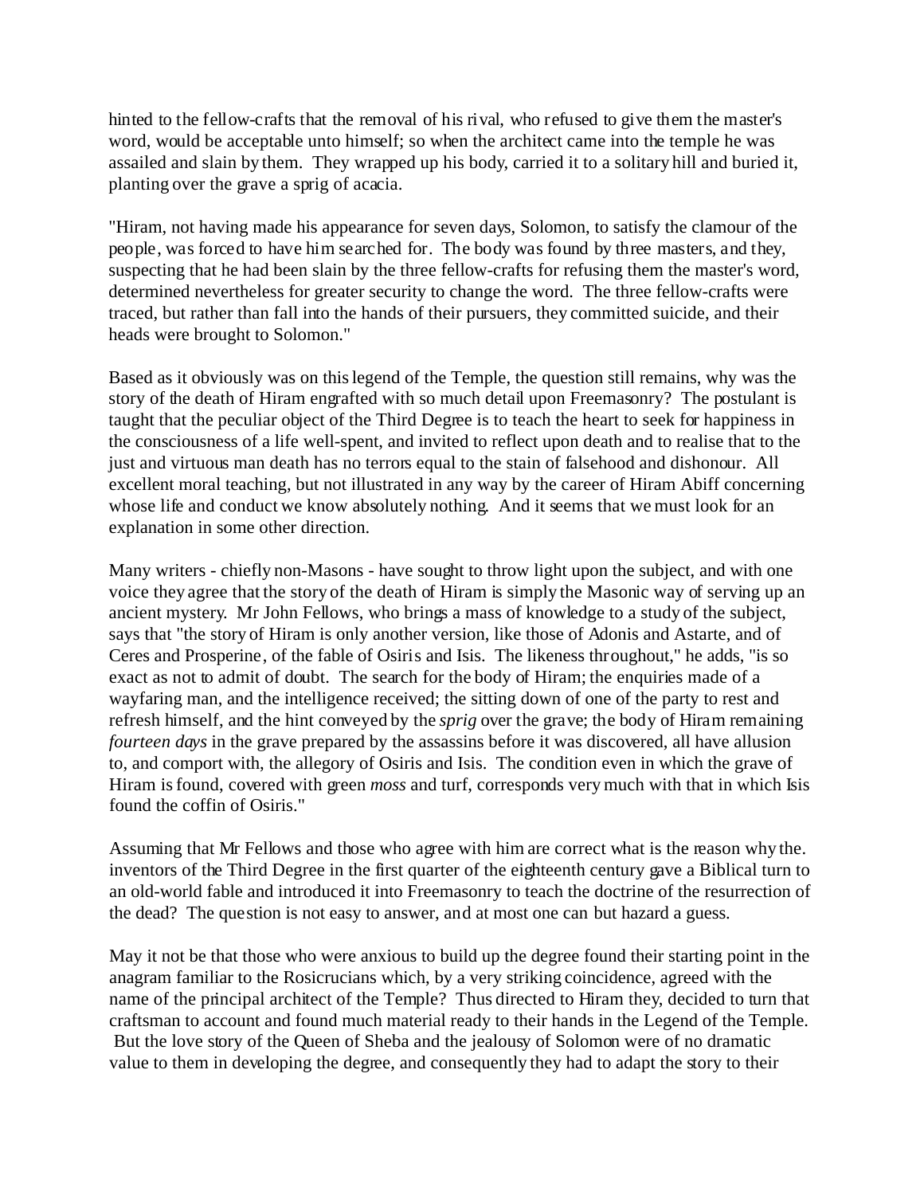hinted to the fellow-crafts that the removal of his rival, who refused to give them the master's word, would be acceptable unto himself; so when the architect came into the temple he was assailed and slain by them. They wrapped up his body, carried it to a solitary hill and buried it, planting over the grave a sprig of acacia.

"Hiram, not having made his appearance for seven days, Solomon, to satisfy the clamour of the people, was forced to have him searched for. The body was found by three masters, and they, suspecting that he had been slain by the three fellow-crafts for refusing them the master's word, determined nevertheless for greater security to change the word. The three fellow-crafts were traced, but rather than fall into the hands of their pursuers, they committed suicide, and their heads were brought to Solomon."

Based as it obviously was on this legend of the Temple, the question still remains, why was the story of the death of Hiram engrafted with so much detail upon Freemasonry? The postulant is taught that the peculiar object of the Third Degree is to teach the heart to seek for happiness in the consciousness of a life well-spent, and invited to reflect upon death and to realise that to the just and virtuous man death has no terrors equal to the stain of falsehood and dishonour. All excellent moral teaching, but not illustrated in any way by the career of Hiram Abiff concerning whose life and conduct we know absolutely nothing. And it seems that we must look for an explanation in some other direction.

Many writers - chiefly non-Masons - have sought to throw light upon the subject, and with one voice they agree that the story of the death of Hiram is simply the Masonic way of serving up an ancient mystery. Mr John Fellows, who brings a mass of knowledge to a study of the subject, says that "the story of Hiram is only another version, like those of Adonis and Astarte, and of Ceres and Prosperine, of the fable of Osiris and Isis. The likeness throughout," he adds, "is so exact as not to admit of doubt. The search for the body of Hiram; the enquiries made of a wayfaring man, and the intelligence received; the sitting down of one of the party to rest and refresh himself, and the hint conveyed by the *sprig* over the grave; the body of Hiram remaining *fourteen days* in the grave prepared by the assassins before it was discovered, all have allusion to, and comport with, the allegory of Osiris and Isis. The condition even in which the grave of Hiram is found, covered with green *moss* and turf, corresponds very much with that in which Isis found the coffin of Osiris."

Assuming that Mr Fellows and those who agree with him are correct what is the reason why the. inventors of the Third Degree in the first quarter of the eighteenth century gave a Biblical turn to an old-world fable and introduced it into Freemasonry to teach the doctrine of the resurrection of the dead? The question is not easy to answer, and at most one can but hazard a guess.

May it not be that those who were anxious to build up the degree found their starting point in the anagram familiar to the Rosicrucians which, by a very striking coincidence, agreed with the name of the principal architect of the Temple? Thus directed to Hiram they, decided to turn that craftsman to account and found much material ready to their hands in the Legend of the Temple. But the love story of the Queen of Sheba and the jealousy of Solomon were of no dramatic value to them in developing the degree, and consequently they had to adapt the story to their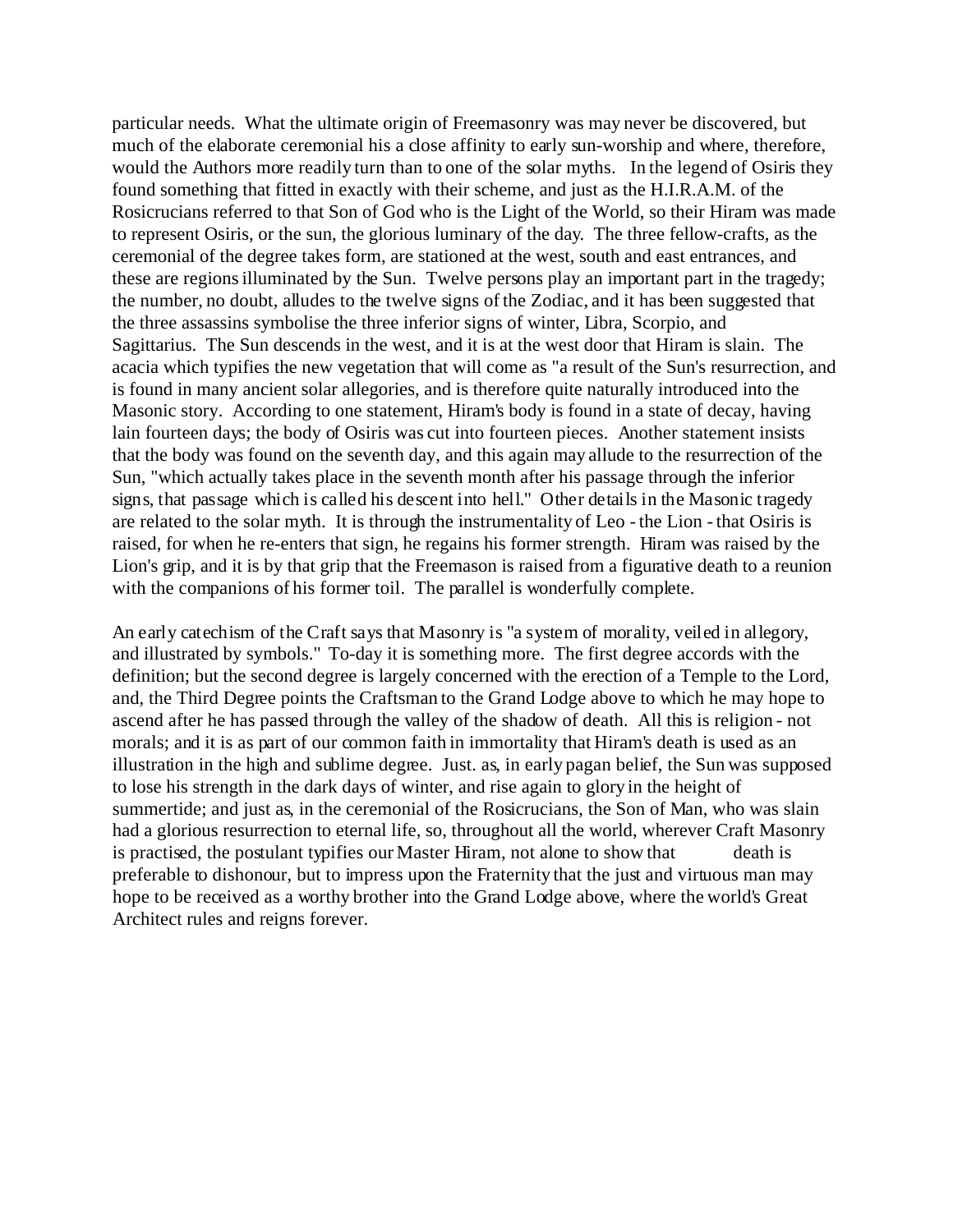particular needs. What the ultimate origin of Freemasonry was may never be discovered, but much of the elaborate ceremonial his a close affinity to early sun-worship and where, therefore, would the Authors more readily turn than to one of the solar myths. In the legend of Osiris they found something that fitted in exactly with their scheme, and just as the H.I.R.A.M. of the Rosicrucians referred to that Son of God who is the Light of the World, so their Hiram was made to represent Osiris, or the sun, the glorious luminary of the day. The three fellow-crafts, as the ceremonial of the degree takes form, are stationed at the west, south and east entrances, and these are regions illuminated by the Sun. Twelve persons play an important part in the tragedy; the number, no doubt, alludes to the twelve signs of the Zodiac, and it has been suggested that the three assassins symbolise the three inferior signs of winter, Libra, Scorpio, and Sagittarius. The Sun descends in the west, and it is at the west door that Hiram is slain. The acacia which typifies the new vegetation that will come as "a result of the Sun's resurrection, and is found in many ancient solar allegories, and is therefore quite naturally introduced into the Masonic story. According to one statement, Hiram's body is found in a state of decay, having lain fourteen days; the body of Osiris was cut into fourteen pieces. Another statement insists that the body was found on the seventh day, and this again may allude to the resurrection of the Sun, "which actually takes place in the seventh month after his passage through the inferior signs, that passage which is called his descent into hell." Other details in the Masonic tragedy are related to the solar myth. It is through the instrumentality of Leo - the Lion - that Osiris is raised, for when he re-enters that sign, he regains his former strength. Hiram was raised by the Lion's grip, and it is by that grip that the Freemason is raised from a figurative death to a reunion with the companions of his former toil. The parallel is wonderfully complete.

An early catechism of the Craft says that Masonry is "a system of morality, veiled in allegory, and illustrated by symbols." To-day it is something more. The first degree accords with the definition; but the second degree is largely concerned with the erection of a Temple to the Lord, and, the Third Degree points the Craftsman to the Grand Lodge above to which he may hope to ascend after he has passed through the valley of the shadow of death. All this is religion - not morals; and it is as part of our common faith in immortality that Hiram's death is used as an illustration in the high and sublime degree. Just. as, in early pagan belief, the Sun was supposed to lose his strength in the dark days of winter, and rise again to glory in the height of summertide; and just as, in the ceremonial of the Rosicrucians, the Son of Man, who was slain had a glorious resurrection to eternal life, so, throughout all the world, wherever Craft Masonry is practised, the postulant typifies our Master Hiram, not alone to show that death is preferable to dishonour, but to impress upon the Fraternity that the just and virtuous man may hope to be received as a worthy brother into the Grand Lodge above, where the world's Great Architect rules and reigns forever.